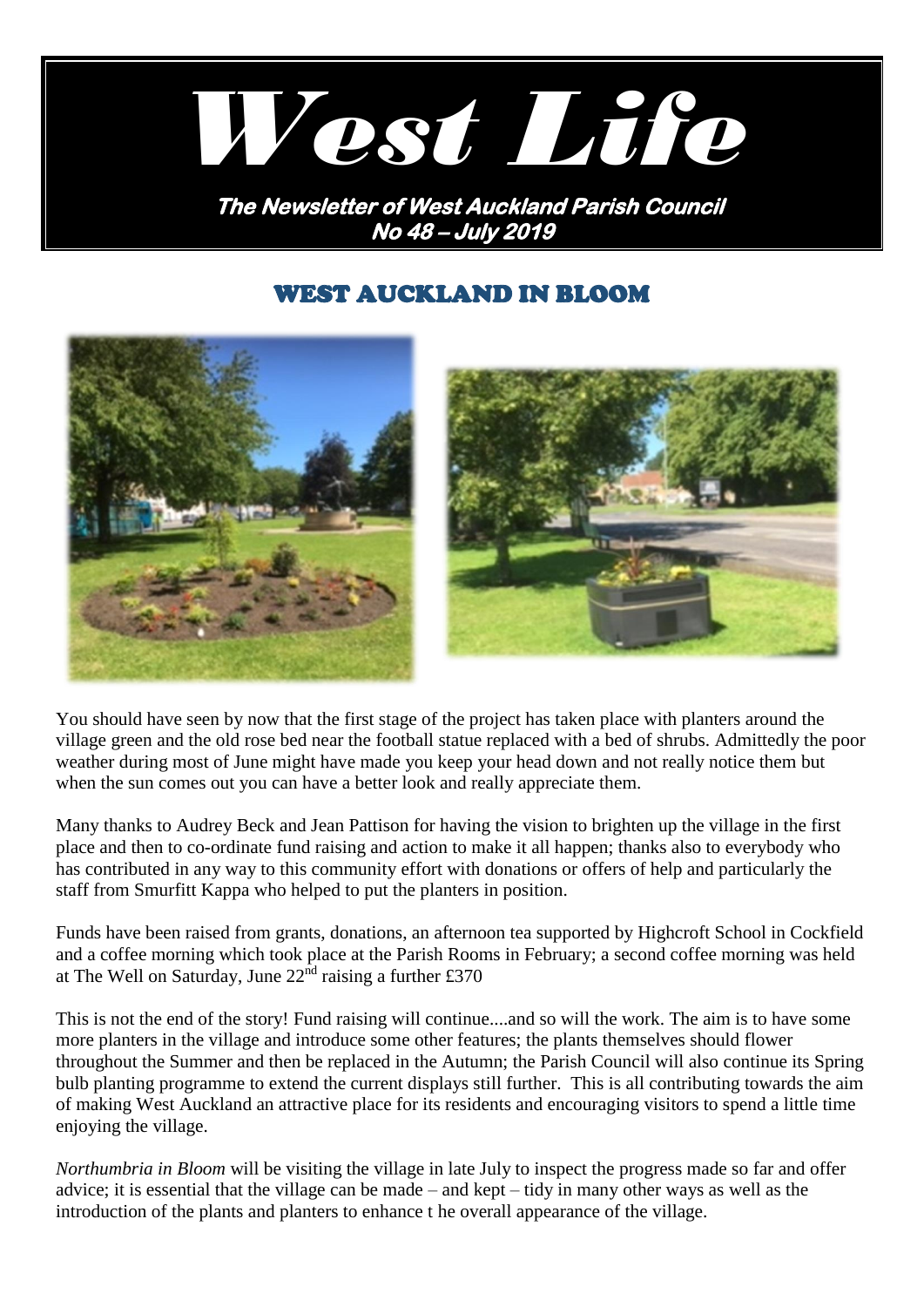# West Life

**The Newsletter of West Auckland Parish Council**
**No 48 – July 2019**

## WEST AUCKLAND IN BLOOM

You should have seen by now that the first stage of the project has taken place with planters around the village green and the old rose bed near the football statue replaced with a bed of shrubs. Admittedly the poor weather during most of June might have made you keep your head down and not really notice them but when the sun comes out you can have a better look and really appreciate them.

Many thanks to Audrey Beck and Jean Pattison for having the vision to brighten up the village in the first place and then to co-ordinate fund raising and action to make it all happen; thanks also to everybody who has contributed in any way to this community effort with donations or offers of help and particularly the staff from Smurfitt Kappa who helped to put the planters in position.

Funds have been raised from grants, donations, an afternoon tea supported by Highcroft School in Cockfield and a coffee morning which took place at the Parish Rooms in February; a second coffee morning was held at The Well on Saturday, June 22nd raising a further £370

This is not the end of the story! Fund raising will continue....and so will the work. The aim is to have some more planters in the village and introduce some other features; the plants themselves should flower throughout the Summer and then be replaced in the Autumn; the Parish Council will also continue its Spring bulb planting programme to extend the current displays still further. This is all contributing towards the aim of making West Auckland an attractive place for its residents and encouraging visitors to spend a little time enjoying the village.

*Northumbria in Bloom* will be visiting the village in late July to inspect the progress made so far and offer advice; it is essential that the village can be made – and kept – tidy in many other ways as well as the introduction of the plants and planters to enhance t he overall appearance of the village.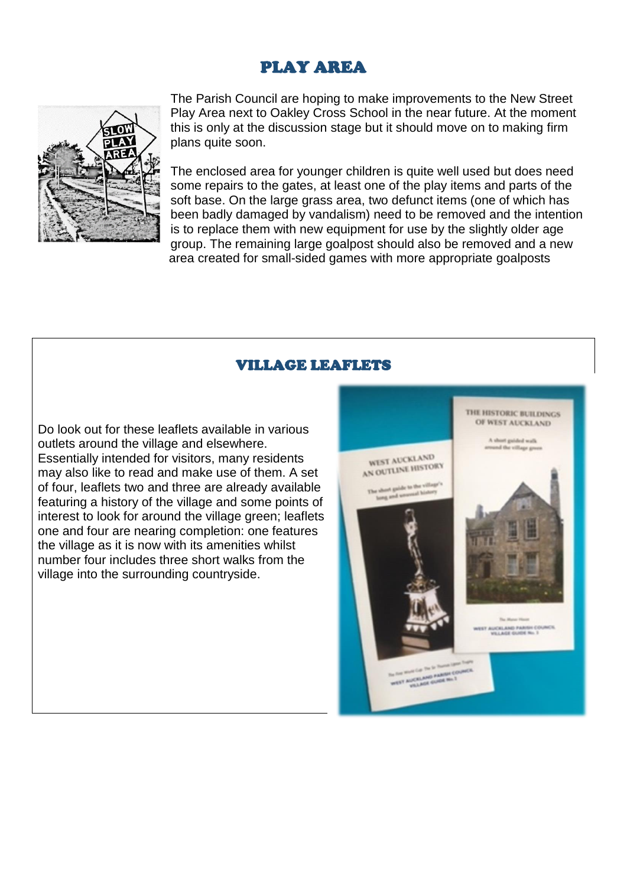# PLAY AREA

The Parish Council are hoping to make improvements to the New Street Play Area next to Oakley Cross School in the near future. At the moment this is only at the discussion stage but it should move on to making firm plans quite soon.

The enclosed area for younger children is quite well used but does need some repairs to the gates, at least one of the play items and parts of the soft base. On the large grass area, two defunct items (one of which has been badly damaged by vandalism) need to be removed and the intention is to replace them with new equipment for use by the slightly older age group. The remaining large goalpost should also be removed and a new area created for small-sided games with more appropriate goalposts

# VILLAGE LEAFLETS

Do look out for these leaflets available in various outlets around the village and elsewhere. Essentially intended for visitors, many residents may also like to read and make use of them. A set of four, leaflets two and three are already available featuring a history of the village and some points of interest to look for around the village green; leaflets one and four are nearing completion: one features the village as it is now with its amenities whilst number four includes three short walks from the village into the surrounding countryside.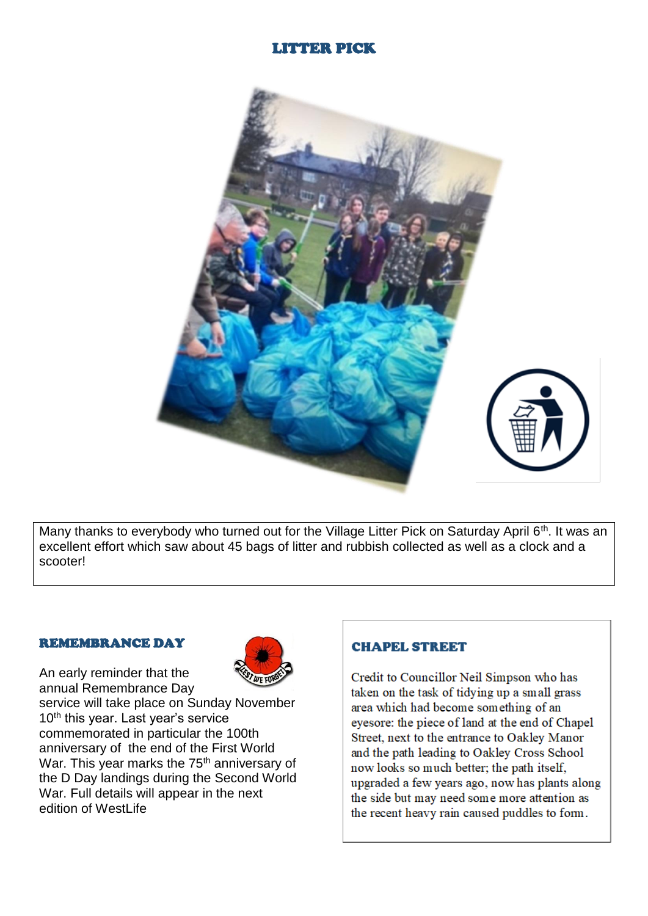## LITTER PICK

Many thanks to everybody who turned out for the Village Litter Pick on Saturday April 6th. It was an excellent effort which saw about 45 bags of litter and rubbish collected as well as a clock and a scooter!

## REMEMBRANCE DAY

An early reminder that the annual Remembrance Day service will take place on Sunday November 10th this year. Last year's service commemorated in particular the 100th anniversary of the end of the First World War. This year marks the 75th anniversary of the D Day landings during the Second World War. Full details will appear in the next edition of WestLife

## CHAPEL STREET

Credit to Councillor Neil Simpson who has taken on the task of tidying up a small grass area which had become something of an eyesore: the piece of land at the end of Chapel Street, next to the entrance to Oakley Manor and the path leading to Oakley Cross School now looks so much better; the path itself, upgraded a few years ago, now has plants along the side but may need some more attention as the recent heavy rain caused puddles to form.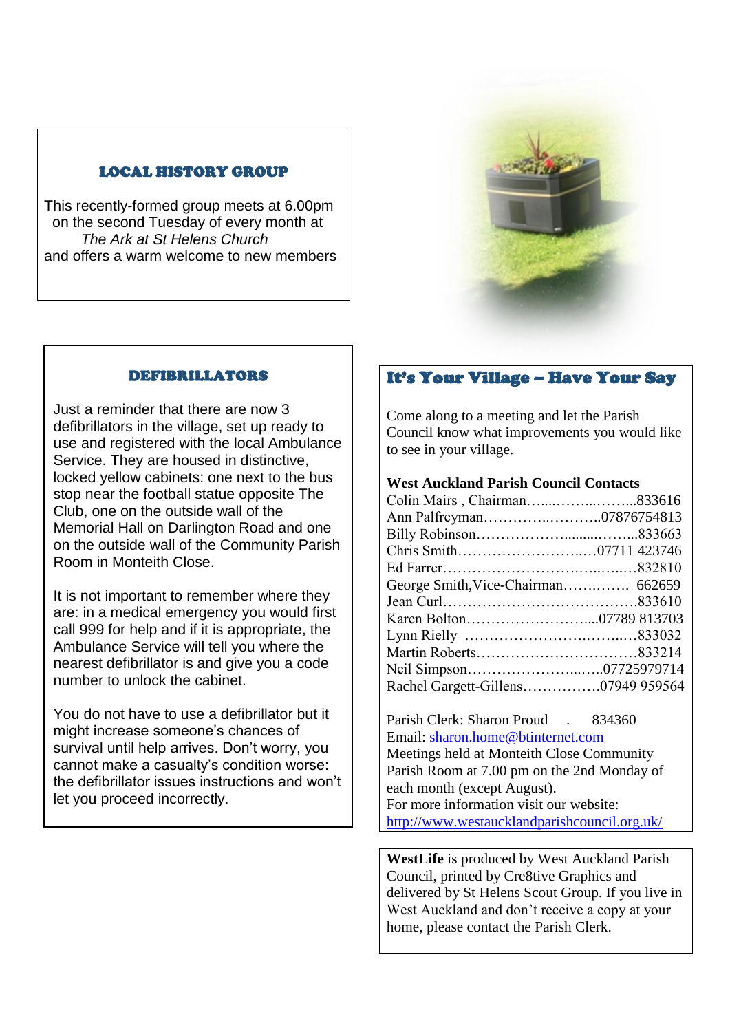## LOCAL HISTORY GROUP

This recently-formed group meets at 6.00pm on the second Tuesday of every month at *The Ark at St Helens Church* and offers a warm welcome to new members

## DEFIBRILLATORS

Just a reminder that there are now 3 defibrillators in the village, set up ready to use and registered with the local Ambulance Service. They are housed in distinctive, locked yellow cabinets: one next to the bus stop near the football statue opposite The Club, one on the outside wall of the Memorial Hall on Darlington Road and one on the outside wall of the Community Parish Room in Monteith Close.

It is not important to remember where they are: in a medical emergency you would first call 999 for help and if it is appropriate, the Ambulance Service will tell you where the nearest defibrillator is and give you a code number to unlock the cabinet.

You do not have to use a defibrillator but it might increase someone's chances of survival until help arrives. Don't worry, you cannot make a casualty's condition worse: the defibrillator issues instructions and won't let you proceed incorrectly.

## It's Your Village – Have Your Say

Come along to a meeting and let the Parish Council know what improvements you would like to see in your village.

**West Auckland Parish Council Contacts**

Colin Mairs , Chairman…....……...……...833616
Ann Palfreyman…………..………..07876754813
Billy Robinson……………….......……...833663
Chris Smith……………………..…07711 423746
Ed Farrer…………………………..…..…..…832810
George Smith,Vice-Chairman……..……. 662659
Jean Curl………………………………….833610
Karen Bolton……………………....07789 813703
Lynn Rielly ………………………..…..…833032
Martin Roberts……………………………833214
Neil Simpson…………………...…..07725979714
Rachel Gargett-Gillens…………….07949 959564

Parish Clerk: Sharon Proud . 834360
Email: sharon.home@btinternet.com
Meetings held at Monteith Close Community Parish Room at 7.00 pm on the 2nd Monday of each month (except August).
For more information visit our website:
http://www.westaucklandparishcouncil.org.uk/

**WestLife** is produced by West Auckland Parish Council, printed by Cre8tive Graphics and delivered by St Helens Scout Group. If you live in West Auckland and don't receive a copy at your home, please contact the Parish Clerk.